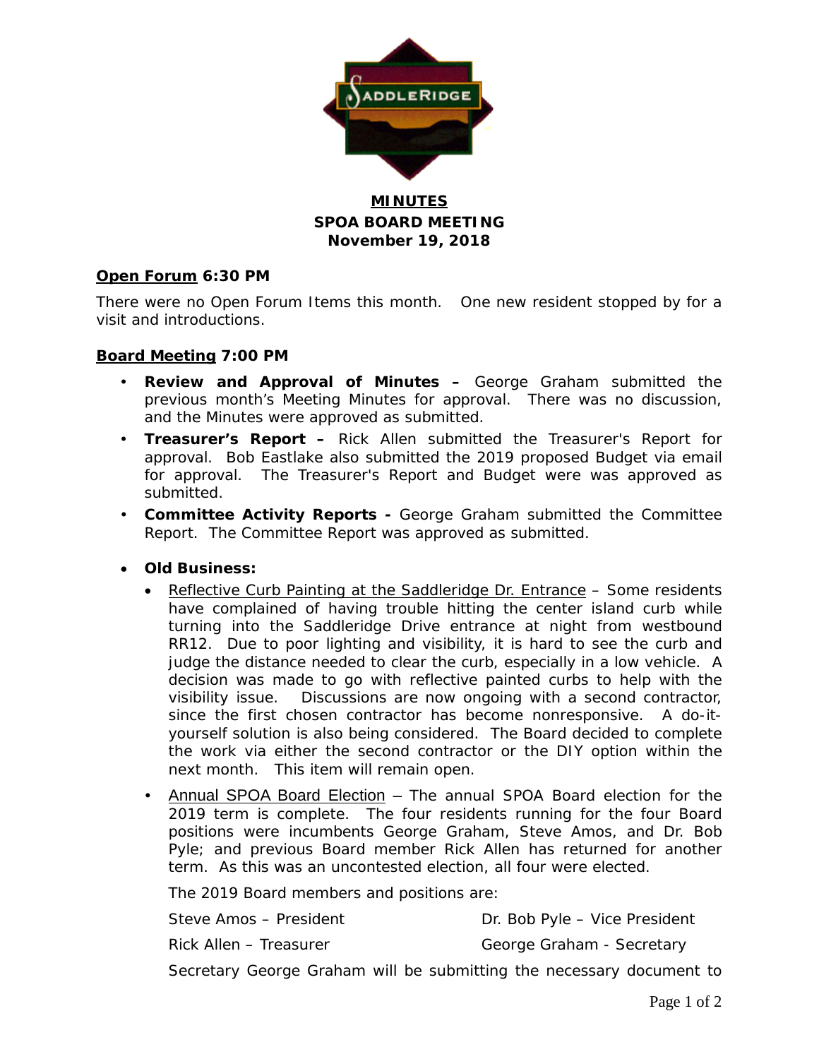# MINUTES

## SPOA BOARD MEETING

## November 19, 2018

**Open Forum 6:30 PM**

There were no Open Forum Items this month. One new resident stopped by for a visit and introductions.

**Board Meeting 7:00 PM**

- **Review and Approval of Minutes –** George Graham submitted the previous month's Meeting Minutes for approval. There was no discussion, and the Minutes were approved as submitted.
- **Treasurer's Report –** Rick Allen submitted the Treasurer's Report for approval. Bob Eastlake also submitted the 2019 proposed Budget via email for approval. The Treasurer's Report and Budget were was approved as submitted.
- **Committee Activity Reports -** George Graham submitted the Committee Report. The Committee Report was approved as submitted.
- **Old Business:**
  - Reflective Curb Painting at the Saddleridge Dr. Entrance – Some residents have complained of having trouble hitting the center island curb while turning into the Saddleridge Drive entrance at night from westbound RR12. Due to poor lighting and visibility, it is hard to see the curb and judge the distance needed to clear the curb, especially in a low vehicle. A decision was made to go with reflective painted curbs to help with the visibility issue. Discussions are now ongoing with a second contractor, since the first chosen contractor has become nonresponsive. A do-it-yourself solution is also being considered. The Board decided to complete the work via either the second contractor or the DIY option within the next month. This item will remain open.
  - Annual SPOA Board Election – The annual SPOA Board election for the 2019 term is complete. The four residents running for the four Board positions were incumbents George Graham, Steve Amos, and Dr. Bob Pyle; and previous Board member Rick Allen has returned for another term. As this was an uncontested election, all four were elected.

    The 2019 Board members and positions are:

    Steve Amos – President

    Dr. Bob Pyle – Vice President

    Rick Allen – Treasurer

    George Graham - Secretary

    Secretary George Graham will be submitting the necessary document to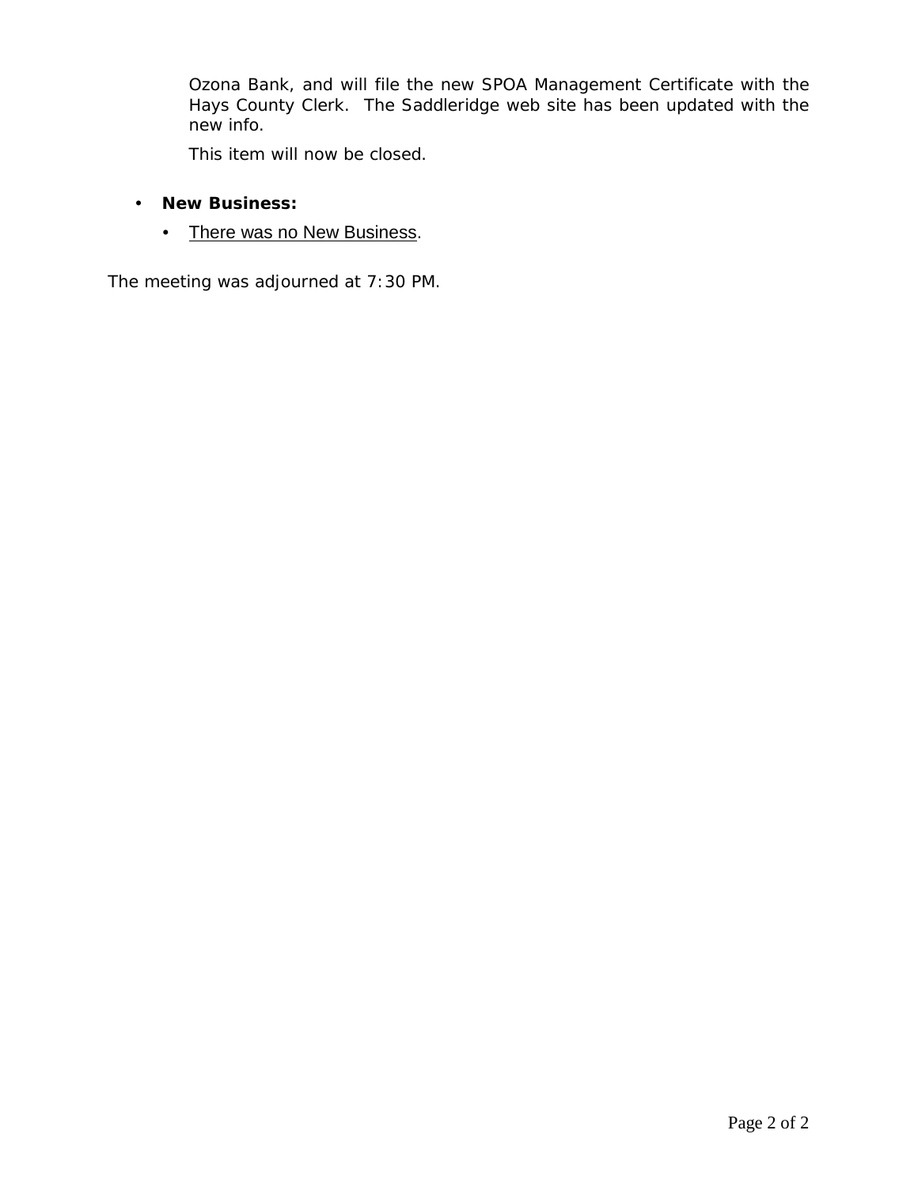Ozona Bank, and will file the new SPOA Management Certificate with the Hays County Clerk. The Saddleridge web site has been updated with the new info.

This item will now be closed.

- **New Business:**
  - There was no New Business.

The meeting was adjourned at 7:30 PM.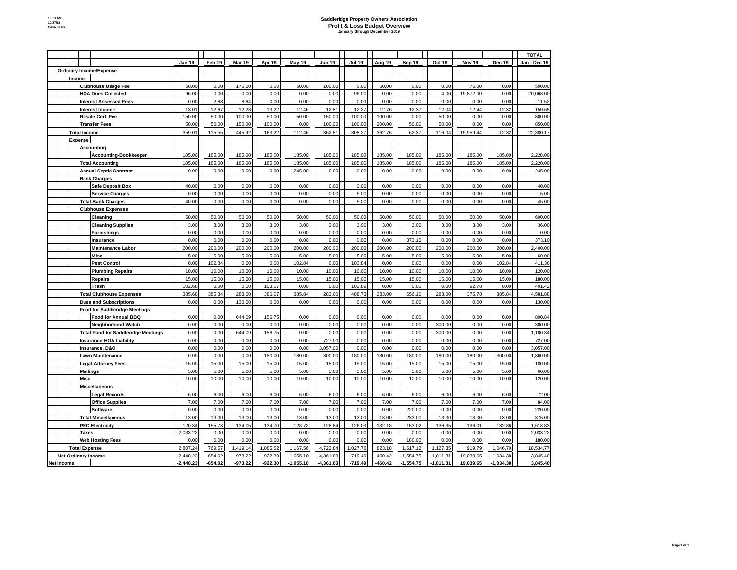# Saddleridge Property Owners Association
## Profit & Loss Budget Overview
### January through December 2019

10:51 AM
10/27/18
Cash Basis

| | Jan 19 | Feb 19 | Mar 19 | Apr 19 | May 19 | Jun 19 | Jul 19 | Aug 19 | Sep 19 | Oct 19 | Nov 19 | Dec 19 | TOTAL Jan - Dec 19 |
|---|---|---|---|---|---|---|---|---|---|---|---|---|---|
| **Ordinary Income/Expense** | | | | | | | | | | | | | |
| **Income** | | | | | | | | | | | | | |
| **Clubhouse Usage Fee** | 50.00 | 0.00 | 175.00 | 0.00 | 50.00 | 100.00 | 0.00 | 50.00 | 0.00 | 0.00 | 75.00 | 0.00 | 500.00 |
| **HOA Dues Collected** | 96.00 | 0.00 | 0.00 | 0.00 | 0.00 | 0.00 | 96.00 | 0.00 | 0.00 | 4.00 | 19,872.00 | 0.00 | 20,068.00 |
| **Interest Assessed Fees** | 0.00 | 2.88 | 8.64 | 0.00 | 0.00 | 0.00 | 0.00 | 0.00 | 0.00 | 0.00 | 0.00 | 0.00 | 11.52 |
| **Interest Income** | 13.01 | 12.67 | 12.28 | 13.22 | 12.46 | 12.81 | 12.27 | 12.76 | 12.37 | 12.04 | 12.44 | 12.32 | 150.65 |
| **Resale Cert. Fee** | 150.00 | 50.00 | 100.00 | 50.00 | 50.00 | 150.00 | 100.00 | 100.00 | 0.00 | 50.00 | 0.00 | 0.00 | 800.00 |
| **Transfer Fees** | 50.00 | 50.00 | 150.00 | 100.00 | 0.00 | 100.00 | 100.00 | 200.00 | 50.00 | 50.00 | 0.00 | 0.00 | 850.00 |
| **Total Income** | 359.01 | 115.55 | 445.92 | 163.22 | 112.46 | 362.81 | 308.27 | 362.76 | 62.37 | 116.04 | 19,959.44 | 12.32 | 22,380.17 |
| **Expense** | | | | | | | | | | | | | |
| **Accounting** | | | | | | | | | | | | | |
| **Accounting-Bookkeeper** | 185.00 | 185.00 | 185.00 | 185.00 | 185.00 | 185.00 | 185.00 | 185.00 | 185.00 | 185.00 | 185.00 | 185.00 | 2,220.00 |
| **Total Accounting** | 185.00 | 185.00 | 185.00 | 185.00 | 185.00 | 185.00 | 185.00 | 185.00 | 185.00 | 185.00 | 185.00 | 185.00 | 2,220.00 |
| **Annual Septic Contract** | 0.00 | 0.00 | 0.00 | 0.00 | 245.00 | 0.00 | 0.00 | 0.00 | 0.00 | 0.00 | 0.00 | 0.00 | 245.00 |
| **Bank Charges** | | | | | | | | | | | | | |
| **Safe Deposit Box** | 40.00 | 0.00 | 0.00 | 0.00 | 0.00 | 0.00 | 0.00 | 0.00 | 0.00 | 0.00 | 0.00 | 0.00 | 40.00 |
| **Service Charges** | 0.00 | 0.00 | 0.00 | 0.00 | 0.00 | 0.00 | 5.00 | 0.00 | 0.00 | 0.00 | 0.00 | 0.00 | 5.00 |
| **Total Bank Charges** | 40.00 | 0.00 | 0.00 | 0.00 | 0.00 | 0.00 | 5.00 | 0.00 | 0.00 | 0.00 | 0.00 | 0.00 | 45.00 |
| **Clubhouse Expenses** | | | | | | | | | | | | | |
| **Cleaning** | 50.00 | 50.00 | 50.00 | 50.00 | 50.00 | 50.00 | 50.00 | 50.00 | 50.00 | 50.00 | 50.00 | 50.00 | 600.00 |
| **Cleaning Supplies** | 3.00 | 3.00 | 3.00 | 3.00 | 3.00 | 3.00 | 3.00 | 3.00 | 3.00 | 3.00 | 3.00 | 3.00 | 36.00 |
| **Furnishings** | 0.00 | 0.00 | 0.00 | 0.00 | 0.00 | 0.00 | 0.00 | 0.00 | 0.00 | 0.00 | 0.00 | 0.00 | 0.00 |
| **Insurance** | 0.00 | 0.00 | 0.00 | 0.00 | 0.00 | 0.00 | 0.00 | 0.00 | 373.10 | 0.00 | 0.00 | 0.00 | 373.10 |
| **Maintenance Labor** | 200.00 | 200.00 | 200.00 | 200.00 | 200.00 | 200.00 | 200.00 | 200.00 | 200.00 | 200.00 | 200.00 | 200.00 | 2,400.00 |
| **Misc** | 5.00 | 5.00 | 5.00 | 5.00 | 5.00 | 5.00 | 5.00 | 5.00 | 5.00 | 5.00 | 5.00 | 5.00 | 60.00 |
| **Pest Control** | 0.00 | 102.84 | 0.00 | 0.00 | 102.84 | 0.00 | 102.84 | 0.00 | 0.00 | 0.00 | 0.00 | 102.84 | 411.36 |
| **Plumbing Repairs** | 10.00 | 10.00 | 10.00 | 10.00 | 10.00 | 10.00 | 10.00 | 10.00 | 10.00 | 10.00 | 10.00 | 10.00 | 120.00 |
| **Repairs** | 15.00 | 15.00 | 15.00 | 15.00 | 15.00 | 15.00 | 15.00 | 15.00 | 15.00 | 15.00 | 15.00 | 15.00 | 180.00 |
| **Trash** | 102.68 | 0.00 | 0.00 | 103.07 | 0.00 | 0.00 | 102.89 | 0.00 | 0.00 | 0.00 | 92.78 | 0.00 | 401.42 |
| **Total Clubhouse Expenses** | 385.68 | 385.84 | 283.00 | 386.07 | 385.84 | 283.00 | 488.73 | 283.00 | 656.10 | 283.00 | 375.78 | 385.84 | 4,581.88 |
| **Dues and Subscriptions** | 0.00 | 0.00 | 130.00 | 0.00 | 0.00 | 0.00 | 0.00 | 0.00 | 0.00 | 0.00 | 0.00 | 0.00 | 130.00 |
| **Food for Saddleridge Meetings** | | | | | | | | | | | | | |
| **Food for Annual BBQ** | 0.00 | 0.00 | 644.09 | 156.75 | 0.00 | 0.00 | 0.00 | 0.00 | 0.00 | 0.00 | 0.00 | 0.00 | 800.84 |
| **Neighborhood Watch** | 0.00 | 0.00 | 0.00 | 0.00 | 0.00 | 0.00 | 0.00 | 0.00 | 0.00 | 300.00 | 0.00 | 0.00 | 300.00 |
| **Total Food for Saddleridge Meetings** | 0.00 | 0.00 | 644.09 | 156.75 | 0.00 | 0.00 | 0.00 | 0.00 | 0.00 | 300.00 | 0.00 | 0.00 | 1,100.84 |
| **Insurance-HOA Liability** | 0.00 | 0.00 | 0.00 | 0.00 | 0.00 | 727.00 | 0.00 | 0.00 | 0.00 | 0.00 | 0.00 | 0.00 | 727.00 |
| **Insurance, D&O** | 0.00 | 0.00 | 0.00 | 0.00 | 0.00 | 3,057.00 | 0.00 | 0.00 | 0.00 | 0.00 | 0.00 | 0.00 | 3,057.00 |
| **Lawn Maintenance** | 0.00 | 0.00 | 0.00 | 180.00 | 180.00 | 300.00 | 180.00 | 180.00 | 180.00 | 180.00 | 180.00 | 300.00 | 1,860.00 |
| **Legal-Attorney Fees** | 15.00 | 15.00 | 15.00 | 15.00 | 15.00 | 15.00 | 15.00 | 15.00 | 15.00 | 15.00 | 15.00 | 15.00 | 180.00 |
| **Mailings** | 5.00 | 5.00 | 5.00 | 5.00 | 5.00 | 5.00 | 5.00 | 5.00 | 5.00 | 5.00 | 5.00 | 5.00 | 60.00 |
| **Misc** | 10.00 | 10.00 | 10.00 | 10.00 | 10.00 | 10.00 | 10.00 | 10.00 | 10.00 | 10.00 | 10.00 | 10.00 | 120.00 |
| **Miscellaneous** | | | | | | | | | | | | | |
| **Legal Records** | 6.00 | 6.00 | 6.00 | 6.00 | 6.00 | 6.00 | 6.00 | 6.00 | 6.00 | 6.00 | 6.00 | 6.00 | 72.00 |
| **Office Supplies** | 7.00 | 7.00 | 7.00 | 7.00 | 7.00 | 7.00 | 7.00 | 7.00 | 7.00 | 7.00 | 7.00 | 7.00 | 84.00 |
| **Software** | 0.00 | 0.00 | 0.00 | 0.00 | 0.00 | 0.00 | 0.00 | 0.00 | 220.00 | 0.00 | 0.00 | 0.00 | 220.00 |
| **Total Miscellaneous** | 13.00 | 13.00 | 13.00 | 13.00 | 13.00 | 13.00 | 13.00 | 13.00 | 233.00 | 13.00 | 13.00 | 13.00 | 376.00 |
| **PEC Electricity** | 120.34 | 155.73 | 134.05 | 134.70 | 128.72 | 128.84 | 126.03 | 132.18 | 153.02 | 136.35 | 136.01 | 132.86 | 1,618.83 |
| **Taxes** | 2,033.22 | 0.00 | 0.00 | 0.00 | 0.00 | 0.00 | 0.00 | 0.00 | 0.00 | 0.00 | 0.00 | 0.00 | 2,033.22 |
| **Web Hosting Fees** | 0.00 | 0.00 | 0.00 | 0.00 | 0.00 | 0.00 | 0.00 | 0.00 | 180.00 | 0.00 | 0.00 | 0.00 | 180.00 |
| **Total Expense** | 2,807.24 | 769.57 | 1,419.14 | 1,085.52 | 1,167.56 | 4,723.84 | 1,027.76 | 823.18 | 1,617.12 | 1,127.35 | 919.79 | 1,046.70 | 18,534.77 |
| **Net Ordinary Income** | -2,448.23 | -654.02 | -973.22 | -922.30 | -1,055.10 | -4,361.03 | -719.49 | -460.42 | -1,554.75 | -1,011.31 | 19,039.65 | -1,034.38 | 3,845.40 |
| **Net Income** | **-2,448.23** | **-654.02** | **-973.22** | **-922.30** | **-1,055.10** | **-4,361.03** | **-719.49** | **-460.42** | **-1,554.75** | **-1,011.31** | **19,039.65** | **-1,034.38** | **3,845.40** |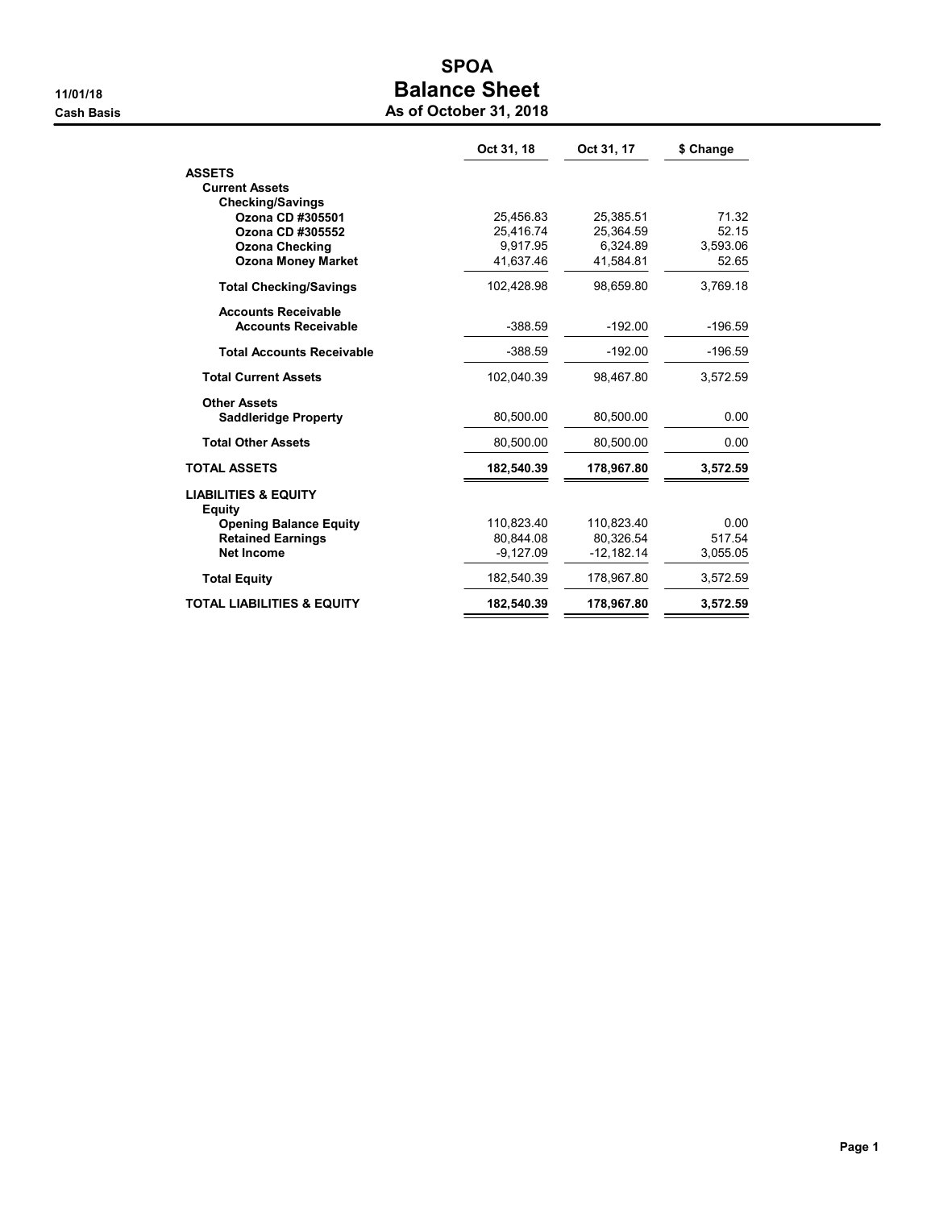# SPOA

## Balance Sheet

### As of October 31, 2018

11/01/18

Cash Basis

| | Oct 31, 18 | Oct 31, 17 | $ Change |
|---|---|---|---|
| **ASSETS** | | | |
| **Current Assets** | | | |
| **Checking/Savings** | | | |
| **Ozona CD #305501** | 25,456.83 | 25,385.51 | 71.32 |
| **Ozona CD #305552** | 25,416.74 | 25,364.59 | 52.15 |
| **Ozona Checking** | 9,917.95 | 6,324.89 | 3,593.06 |
| **Ozona Money Market** | 41,637.46 | 41,584.81 | 52.65 |
| **Total Checking/Savings** | 102,428.98 | 98,659.80 | 3,769.18 |
| **Accounts Receivable** | | | |
| **Accounts Receivable** | -388.59 | -192.00 | -196.59 |
| **Total Accounts Receivable** | -388.59 | -192.00 | -196.59 |
| **Total Current Assets** | 102,040.39 | 98,467.80 | 3,572.59 |
| **Other Assets** | | | |
| **Saddleridge Property** | 80,500.00 | 80,500.00 | 0.00 |
| **Total Other Assets** | 80,500.00 | 80,500.00 | 0.00 |
| **TOTAL ASSETS** | **182,540.39** | **178,967.80** | **3,572.59** |
| **LIABILITIES & EQUITY** | | | |
| **Equity** | | | |
| **Opening Balance Equity** | 110,823.40 | 110,823.40 | 0.00 |
| **Retained Earnings** | 80,844.08 | 80,326.54 | 517.54 |
| **Net Income** | -9,127.09 | -12,182.14 | 3,055.05 |
| **Total Equity** | 182,540.39 | 178,967.80 | 3,572.59 |
| **TOTAL LIABILITIES & EQUITY** | **182,540.39** | **178,967.80** | **3,572.59** |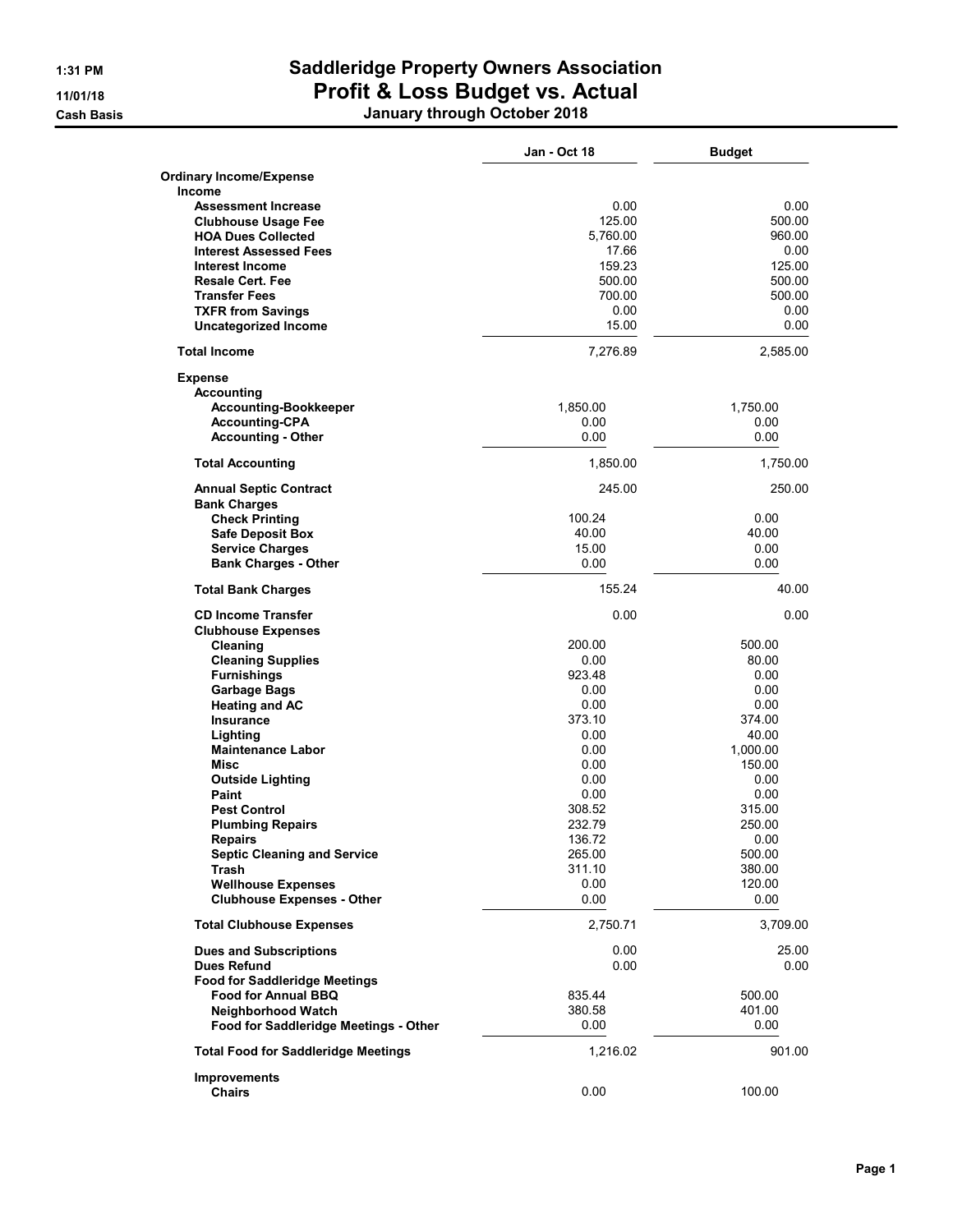# Saddleridge Property Owners Association
# Profit & Loss Budget vs. Actual
## January through October 2018

1:31 PM
11/01/18
Cash Basis

| | Jan - Oct 18 | Budget |
|---|---|---|
| **Ordinary Income/Expense** | | |
| **Income** | | |
| **Assessment Increase** | 0.00 | 0.00 |
| **Clubhouse Usage Fee** | 125.00 | 500.00 |
| **HOA Dues Collected** | 5,760.00 | 960.00 |
| **Interest Assessed Fees** | 17.66 | 0.00 |
| **Interest Income** | 159.23 | 125.00 |
| **Resale Cert. Fee** | 500.00 | 500.00 |
| **Transfer Fees** | 700.00 | 500.00 |
| **TXFR from Savings** | 0.00 | 0.00 |
| **Uncategorized Income** | 15.00 | 0.00 |
| **Total Income** | 7,276.89 | 2,585.00 |
| **Expense** | | |
| **Accounting** | | |
| **Accounting-Bookkeeper** | 1,850.00 | 1,750.00 |
| **Accounting-CPA** | 0.00 | 0.00 |
| **Accounting - Other** | 0.00 | 0.00 |
| **Total Accounting** | 1,850.00 | 1,750.00 |
| **Annual Septic Contract** | 245.00 | 250.00 |
| **Bank Charges** | | |
| **Check Printing** | 100.24 | 0.00 |
| **Safe Deposit Box** | 40.00 | 40.00 |
| **Service Charges** | 15.00 | 0.00 |
| **Bank Charges - Other** | 0.00 | 0.00 |
| **Total Bank Charges** | 155.24 | 40.00 |
| **CD Income Transfer** | 0.00 | 0.00 |
| **Clubhouse Expenses** | | |
| **Cleaning** | 200.00 | 500.00 |
| **Cleaning Supplies** | 0.00 | 80.00 |
| **Furnishings** | 923.48 | 0.00 |
| **Garbage Bags** | 0.00 | 0.00 |
| **Heating and AC** | 0.00 | 0.00 |
| **Insurance** | 373.10 | 374.00 |
| **Lighting** | 0.00 | 40.00 |
| **Maintenance Labor** | 0.00 | 1,000.00 |
| **Misc** | 0.00 | 150.00 |
| **Outside Lighting** | 0.00 | 0.00 |
| **Paint** | 0.00 | 0.00 |
| **Pest Control** | 308.52 | 315.00 |
| **Plumbing Repairs** | 232.79 | 250.00 |
| **Repairs** | 136.72 | 0.00 |
| **Septic Cleaning and Service** | 265.00 | 500.00 |
| **Trash** | 311.10 | 380.00 |
| **Wellhouse Expenses** | 0.00 | 120.00 |
| **Clubhouse Expenses - Other** | 0.00 | 0.00 |
| **Total Clubhouse Expenses** | 2,750.71 | 3,709.00 |
| **Dues and Subscriptions** | 0.00 | 25.00 |
| **Dues Refund** | 0.00 | 0.00 |
| **Food for Saddleridge Meetings** | | |
| **Food for Annual BBQ** | 835.44 | 500.00 |
| **Neighborhood Watch** | 380.58 | 401.00 |
| **Food for Saddleridge Meetings - Other** | 0.00 | 0.00 |
| **Total Food for Saddleridge Meetings** | 1,216.02 | 901.00 |
| **Improvements** | | |
| **Chairs** | 0.00 | 100.00 |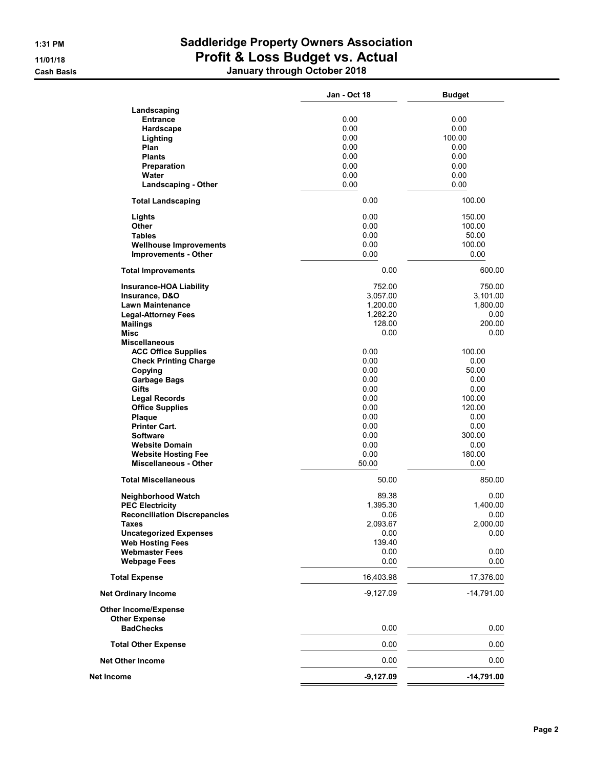# Saddleridge Property Owners Association

## Profit & Loss Budget vs. Actual

### January through October 2018

1:31 PM
11/01/18
Cash Basis

| | Jan - Oct 18 | Budget |
|---|---|---|
| **Landscaping** | | |
| **Entrance** | 0.00 | 0.00 |
| **Hardscape** | 0.00 | 0.00 |
| **Lighting** | 0.00 | 100.00 |
| **Plan** | 0.00 | 0.00 |
| **Plants** | 0.00 | 0.00 |
| **Preparation** | 0.00 | 0.00 |
| **Water** | 0.00 | 0.00 |
| **Landscaping - Other** | 0.00 | 0.00 |
| **Total Landscaping** | 0.00 | 100.00 |
| **Lights** | 0.00 | 150.00 |
| **Other** | 0.00 | 100.00 |
| **Tables** | 0.00 | 50.00 |
| **Wellhouse Improvements** | 0.00 | 100.00 |
| **Improvements - Other** | 0.00 | 0.00 |
| **Total Improvements** | 0.00 | 600.00 |
| **Insurance-HOA Liability** | 752.00 | 750.00 |
| **Insurance, D&O** | 3,057.00 | 3,101.00 |
| **Lawn Maintenance** | 1,200.00 | 1,800.00 |
| **Legal-Attorney Fees** | 1,282.20 | 0.00 |
| **Mailings** | 128.00 | 200.00 |
| **Misc** | 0.00 | 0.00 |
| **Miscellaneous** | | |
| **ACC Office Supplies** | 0.00 | 100.00 |
| **Check Printing Charge** | 0.00 | 0.00 |
| **Copying** | 0.00 | 50.00 |
| **Garbage Bags** | 0.00 | 0.00 |
| **Gifts** | 0.00 | 0.00 |
| **Legal Records** | 0.00 | 100.00 |
| **Office Supplies** | 0.00 | 120.00 |
| **Plaque** | 0.00 | 0.00 |
| **Printer Cart.** | 0.00 | 0.00 |
| **Software** | 0.00 | 300.00 |
| **Website Domain** | 0.00 | 0.00 |
| **Website Hosting Fee** | 0.00 | 180.00 |
| **Miscellaneous - Other** | 50.00 | 0.00 |
| **Total Miscellaneous** | 50.00 | 850.00 |
| **Neighborhood Watch** | 89.38 | 0.00 |
| **PEC Electricity** | 1,395.30 | 1,400.00 |
| **Reconciliation Discrepancies** | 0.06 | 0.00 |
| **Taxes** | 2,093.67 | 2,000.00 |
| **Uncategorized Expenses** | 0.00 | 0.00 |
| **Web Hosting Fees** | 139.40 | |
| **Webmaster Fees** | 0.00 | 0.00 |
| **Webpage Fees** | 0.00 | 0.00 |
| **Total Expense** | 16,403.98 | 17,376.00 |
| **Net Ordinary Income** | -9,127.09 | -14,791.00 |
| **Other Income/Expense** | | |
| **Other Expense** | | |
| **BadChecks** | 0.00 | 0.00 |
| **Total Other Expense** | 0.00 | 0.00 |
| **Net Other Income** | 0.00 | 0.00 |
| **Net Income** | **-9,127.09** | **-14,791.00** |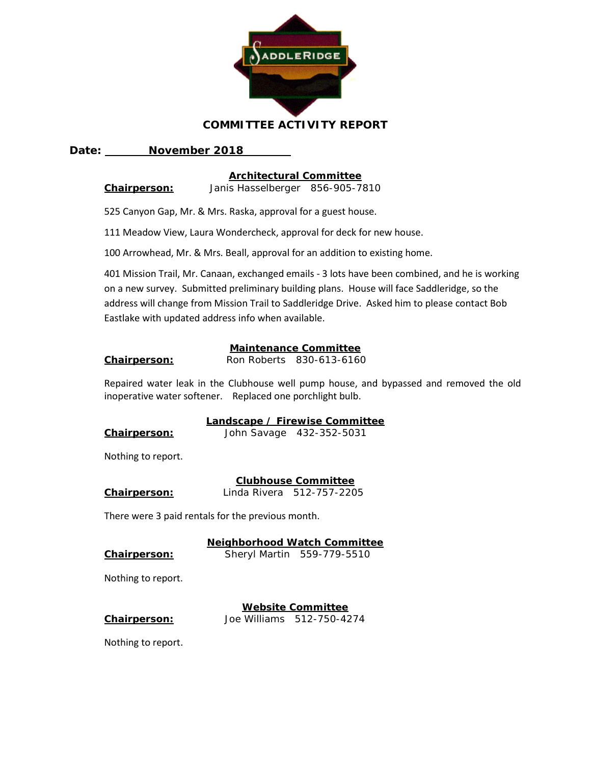# COMMITTEE ACTIVITY REPORT

**Date:** **November 2018**

## Architectural Committee

**Chairperson:** Janis Hasselberger 856-905-7810

525 Canyon Gap, Mr. & Mrs. Raska, approval for a guest house.

111 Meadow View, Laura Wondercheck, approval for deck for new house.

100 Arrowhead, Mr. & Mrs. Beall, approval for an addition to existing home.

401 Mission Trail, Mr. Canaan, exchanged emails - 3 lots have been combined, and he is working on a new survey. Submitted preliminary building plans. House will face Saddleridge, so the address will change from Mission Trail to Saddleridge Drive. Asked him to please contact Bob Eastlake with updated address info when available.

## Maintenance Committee

**Chairperson:** Ron Roberts 830-613-6160

Repaired water leak in the Clubhouse well pump house, and bypassed and removed the old inoperative water softener. Replaced one porchlight bulb.

## Landscape / Firewise Committee

**Chairperson:** John Savage 432-352-5031

Nothing to report.

## Clubhouse Committee

**Chairperson:** Linda Rivera 512-757-2205

There were 3 paid rentals for the previous month.

## Neighborhood Watch Committee

**Chairperson:** Sheryl Martin 559-779-5510

Nothing to report.

## Website Committee

**Chairperson:** Joe Williams 512-750-4274

Nothing to report.